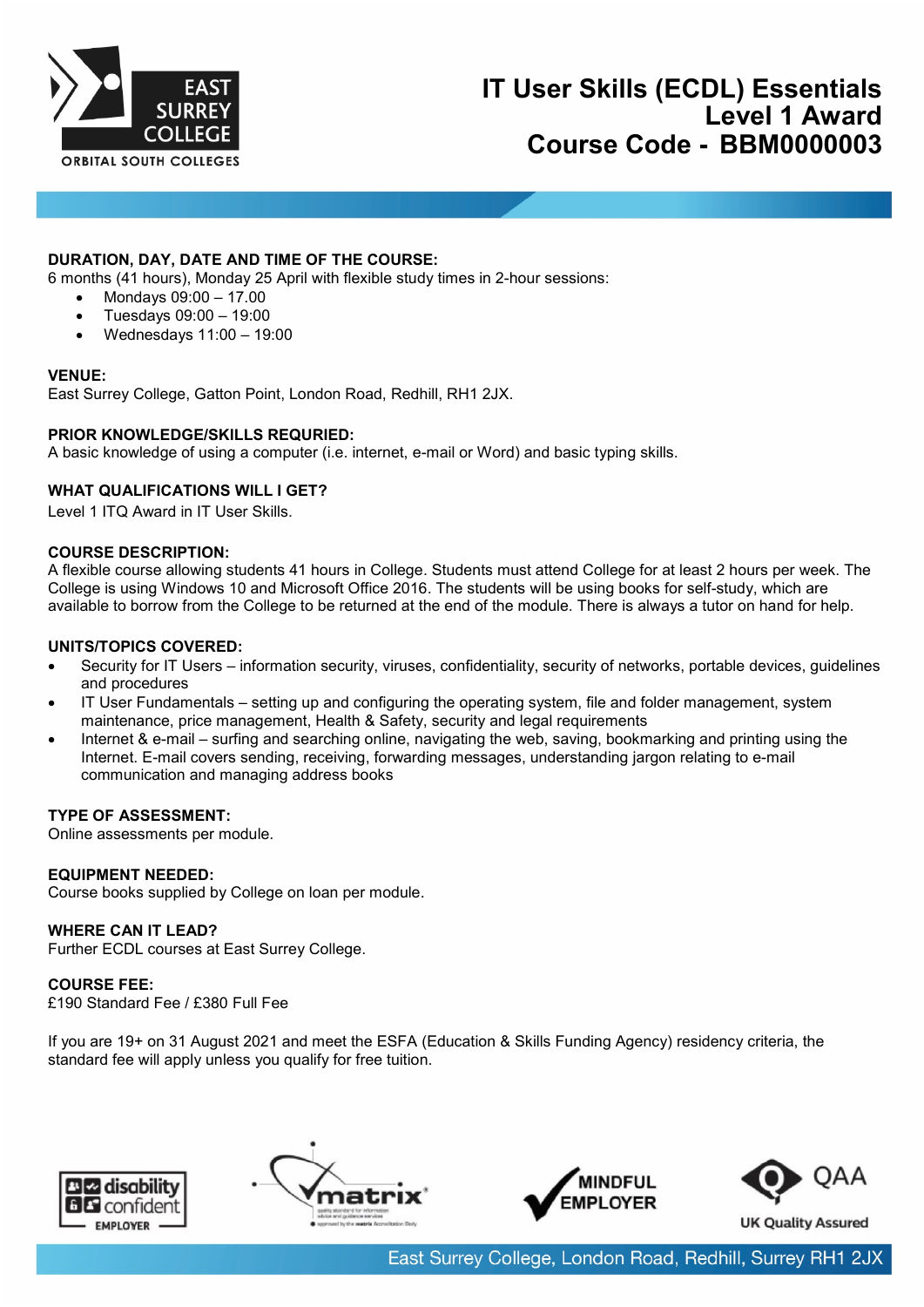# IT User Skills (ECDL) Essentials Level 1 Award Course Code - BBM0000003

**DURATION, DAY, DATE AND TIME OF THE COURSE:**
6 months (41 hours), Monday 25 April with flexible study times in 2-hour sessions:

- Mondays 09:00 – 17.00
- Tuesdays 09:00 – 19:00
- Wednesdays 11:00 – 19:00

**VENUE:**
East Surrey College, Gatton Point, London Road, Redhill, RH1 2JX.

**PRIOR KNOWLEDGE/SKILLS REQURIED:**
A basic knowledge of using a computer (i.e. internet, e-mail or Word) and basic typing skills.

**WHAT QUALIFICATIONS WILL I GET?**
Level 1 ITQ Award in IT User Skills.

**COURSE DESCRIPTION:**
A flexible course allowing students 41 hours in College. Students must attend College for at least 2 hours per week. The College is using Windows 10 and Microsoft Office 2016. The students will be using books for self-study, which are available to borrow from the College to be returned at the end of the module. There is always a tutor on hand for help.

**UNITS/TOPICS COVERED:**

- Security for IT Users – information security, viruses, confidentiality, security of networks, portable devices, guidelines and procedures
- IT User Fundamentals – setting up and configuring the operating system, file and folder management, system maintenance, price management, Health & Safety, security and legal requirements
- Internet & e-mail – surfing and searching online, navigating the web, saving, bookmarking and printing using the Internet. E-mail covers sending, receiving, forwarding messages, understanding jargon relating to e-mail communication and managing address books

**TYPE OF ASSESSMENT:**
Online assessments per module.

**EQUIPMENT NEEDED:**
Course books supplied by College on loan per module.

**WHERE CAN IT LEAD?**
Further ECDL courses at East Surrey College.

**COURSE FEE:**
£190 Standard Fee / £380 Full Fee

If you are 19+ on 31 August 2021 and meet the ESFA (Education & Skills Funding Agency) residency criteria, the standard fee will apply unless you qualify for free tuition.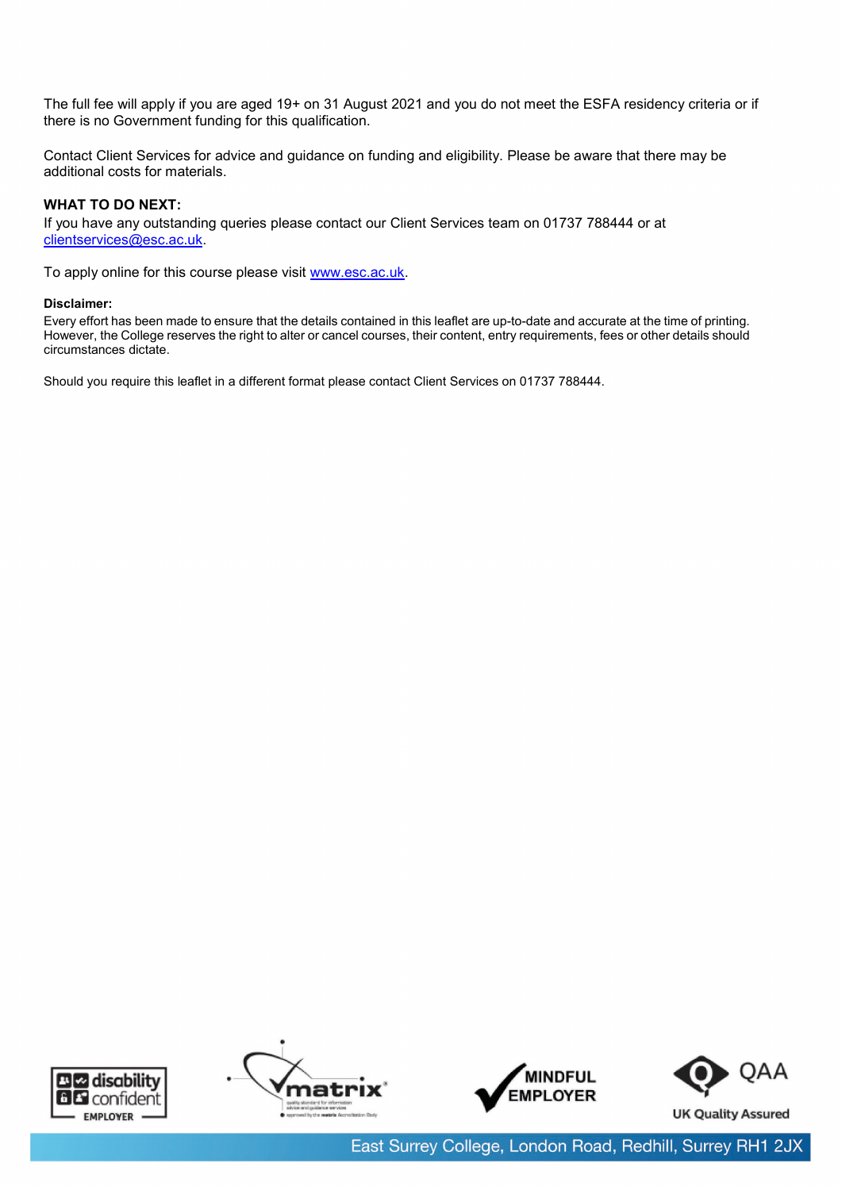The full fee will apply if you are aged 19+ on 31 August 2021 and you do not meet the ESFA residency criteria or if there is no Government funding for this qualification.

Contact Client Services for advice and guidance on funding and eligibility. Please be aware that there may be additional costs for materials.

**WHAT TO DO NEXT:**

If you have any outstanding queries please contact our Client Services team on 01737 788444 or at clientservices@esc.ac.uk.

To apply online for this course please visit www.esc.ac.uk.

**Disclaimer:**

Every effort has been made to ensure that the details contained in this leaflet are up-to-date and accurate at the time of printing. However, the College reserves the right to alter or cancel courses, their content, entry requirements, fees or other details should circumstances dictate.

Should you require this leaflet in a different format please contact Client Services on 01737 788444.

East Surrey College, London Road, Redhill, Surrey RH1 2JX